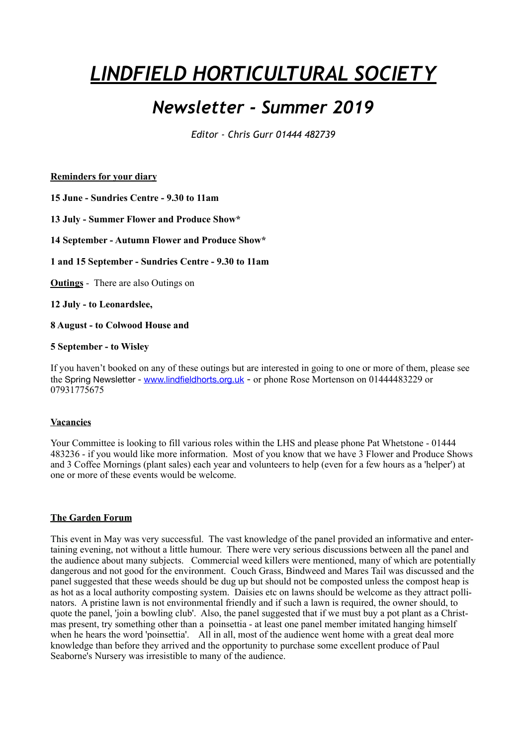# *LINDFIELD HORTICULTURAL SOCIETY*

## *Newsletter - Summer 2019*

*Editor - Chris Gurr 01444 482739*

**Reminders for your diary**

**15 June - Sundries Centre - 9.30 to 11am**

**13 July - Summer Flower and Produce Show\***

**14 September - Autumn Flower and Produce Show\***

**1 and 15 September - Sundries Centre - 9.30 to 11am**

**Outings** - There are also Outings on

**12 July - to Leonardslee,**

**8 August - to Colwood House and**

**5 September - to Wisley**

If you haven't booked on any of these outings but are interested in going to one or more of them, please see the Spring Newsletter - www.lindfieldhorts.org.uk - or phone Rose Mortenson on 01444483229 or 07931775675

**Vacancies**

Your Committee is looking to fill various roles within the LHS and please phone Pat Whetstone - 01444 483236 - if you would like more information. Most of you know that we have 3 Flower and Produce Shows and 3 Coffee Mornings (plant sales) each year and volunteers to help (even for a few hours as a 'helper') at one or more of these events would be welcome.

**The Garden Forum**

This event in May was very successful. The vast knowledge of the panel provided an informative and entertaining evening, not without a little humour. There were very serious discussions between all the panel and the audience about many subjects. Commercial weed killers were mentioned, many of which are potentially dangerous and not good for the environment. Couch Grass, Bindweed and Mares Tail was discussed and the panel suggested that these weeds should be dug up but should not be composted unless the compost heap is as hot as a local authority composting system. Daisies etc on lawns should be welcome as they attract pollinators. A pristine lawn is not environmental friendly and if such a lawn is required, the owner should, to quote the panel, 'join a bowling club'. Also, the panel suggested that if we must buy a pot plant as a Christmas present, try something other than a poinsettia - at least one panel member imitated hanging himself when he hears the word 'poinsettia'. All in all, most of the audience went home with a great deal more knowledge than before they arrived and the opportunity to purchase some excellent produce of Paul Seaborne's Nursery was irresistible to many of the audience.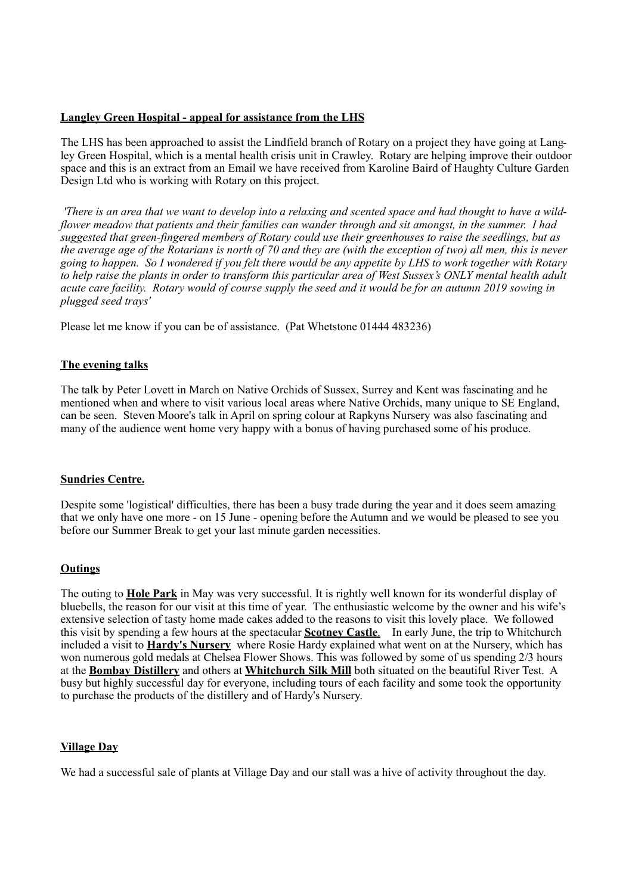**Langley Green Hospital - appeal for assistance from the LHS**

The LHS has been approached to assist the Lindfield branch of Rotary on a project they have going at Langley Green Hospital, which is a mental health crisis unit in Crawley. Rotary are helping improve their outdoor space and this is an extract from an Email we have received from Karoline Baird of Haughty Culture Garden Design Ltd who is working with Rotary on this project.

*'There is an area that we want to develop into a relaxing and scented space and had thought to have a wildflower meadow that patients and their families can wander through and sit amongst, in the summer. I had suggested that green-fingered members of Rotary could use their greenhouses to raise the seedlings, but as the average age of the Rotarians is north of 70 and they are (with the exception of two) all men, this is never going to happen. So I wondered if you felt there would be any appetite by LHS to work together with Rotary to help raise the plants in order to transform this particular area of West Sussex's ONLY mental health adult acute care facility. Rotary would of course supply the seed and it would be for an autumn 2019 sowing in plugged seed trays'*

Please let me know if you can be of assistance. (Pat Whetstone 01444 483236)

**The evening talks**

The talk by Peter Lovett in March on Native Orchids of Sussex, Surrey and Kent was fascinating and he mentioned when and where to visit various local areas where Native Orchids, many unique to SE England, can be seen. Steven Moore's talk in April on spring colour at Rapkyns Nursery was also fascinating and many of the audience went home very happy with a bonus of having purchased some of his produce.

**Sundries Centre.**

Despite some 'logistical' difficulties, there has been a busy trade during the year and it does seem amazing that we only have one more - on 15 June - opening before the Autumn and we would be pleased to see you before our Summer Break to get your last minute garden necessities.

**Outings**

The outing to **Hole Park** in May was very successful. It is rightly well known for its wonderful display of bluebells, the reason for our visit at this time of year. The enthusiastic welcome by the owner and his wife's extensive selection of tasty home made cakes added to the reasons to visit this lovely place. We followed this visit by spending a few hours at the spectacular **Scotney Castle**. In early June, the trip to Whitchurch included a visit to **Hardy's Nursery** where Rosie Hardy explained what went on at the Nursery, which has won numerous gold medals at Chelsea Flower Shows. This was followed by some of us spending 2/3 hours at the **Bombay Distillery** and others at **Whitchurch Silk Mill** both situated on the beautiful River Test. A busy but highly successful day for everyone, including tours of each facility and some took the opportunity to purchase the products of the distillery and of Hardy's Nursery.

**Village Day**

We had a successful sale of plants at Village Day and our stall was a hive of activity throughout the day.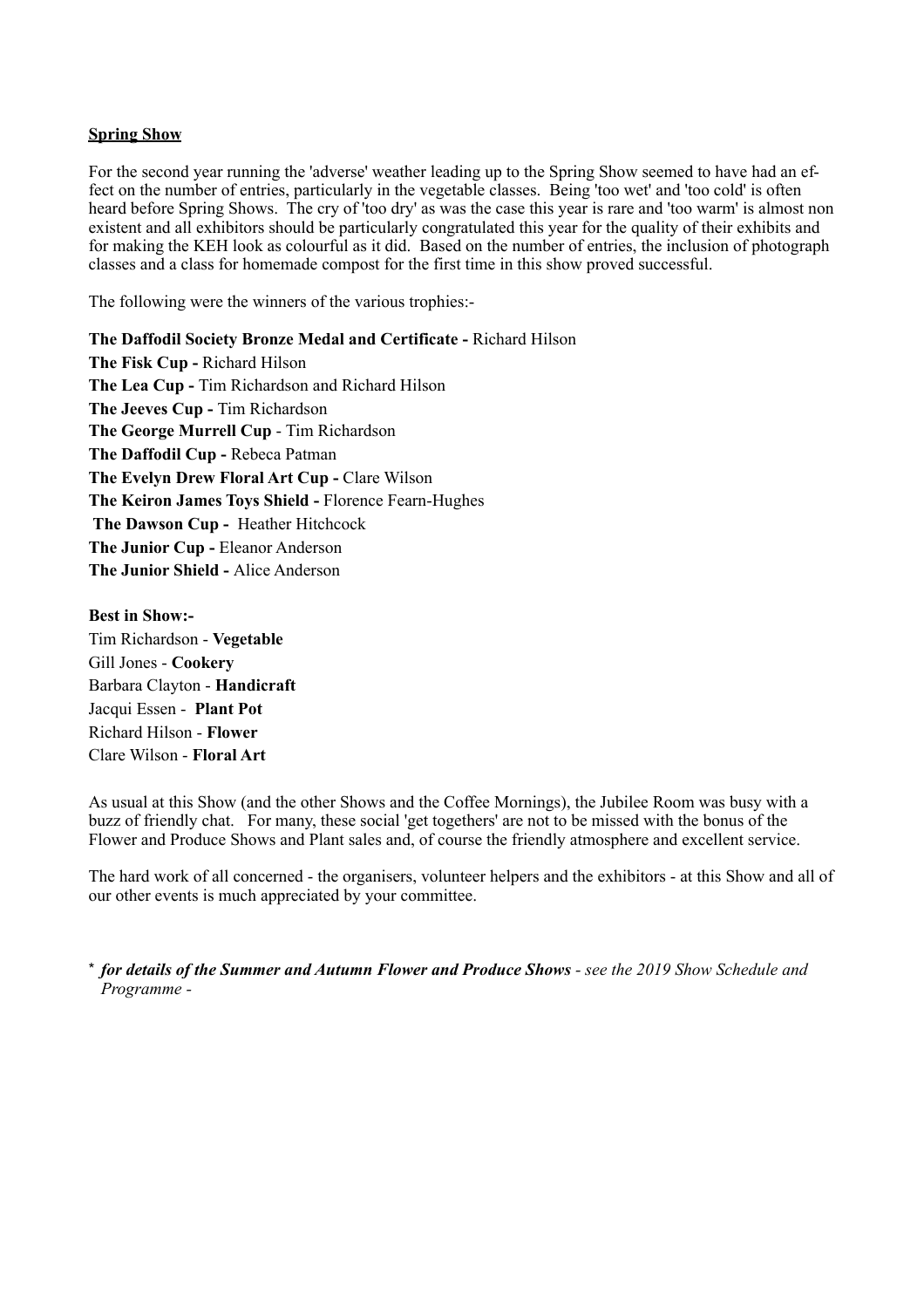## Spring Show

For the second year running the 'adverse' weather leading up to the Spring Show seemed to have had an effect on the number of entries, particularly in the vegetable classes. Being 'too wet' and 'too cold' is often heard before Spring Shows. The cry of 'too dry' as was the case this year is rare and 'too warm' is almost non existent and all exhibitors should be particularly congratulated this year for the quality of their exhibits and for making the KEH look as colourful as it did. Based on the number of entries, the inclusion of photograph classes and a class for homemade compost for the first time in this show proved successful.

The following were the winners of the various trophies:-

**The Daffodil Society Bronze Medal and Certificate -** Richard Hilson
**The Fisk Cup -** Richard Hilson
**The Lea Cup -** Tim Richardson and Richard Hilson
**The Jeeves Cup -** Tim Richardson
**The George Murrell Cup** - Tim Richardson
**The Daffodil Cup -** Rebeca Patman
**The Evelyn Drew Floral Art Cup -** Clare Wilson
**The Keiron James Toys Shield -** Florence Fearn-Hughes
**The Dawson Cup -** Heather Hitchcock
**The Junior Cup -** Eleanor Anderson
**The Junior Shield -** Alice Anderson

**Best in Show:-**
Tim Richardson - **Vegetable**
Gill Jones - **Cookery**
Barbara Clayton - **Handicraft**
Jacqui Essen - **Plant Pot**
Richard Hilson - **Flower**
Clare Wilson - **Floral Art**

As usual at this Show (and the other Shows and the Coffee Mornings), the Jubilee Room was busy with a buzz of friendly chat. For many, these social 'get togethers' are not to be missed with the bonus of the Flower and Produce Shows and Plant sales and, of course the friendly atmosphere and excellent service.

The hard work of all concerned - the organisers, volunteer helpers and the exhibitors - at this Show and all of our other events is much appreciated by your committee.

\* ***for details of the Summer and Autumn Flower and Produce Shows*** *- see the 2019 Show Schedule and Programme -*